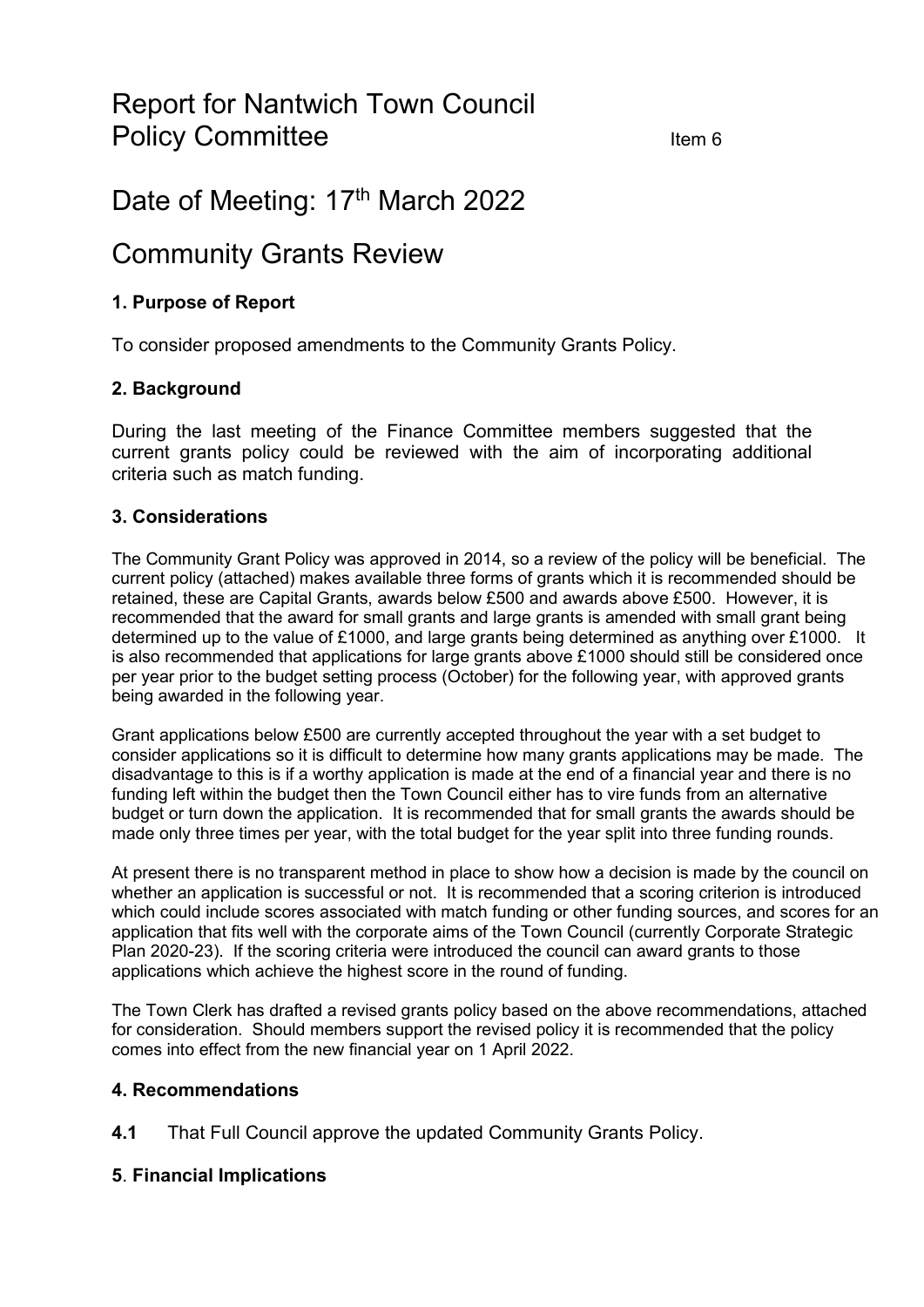# Report for Nantwich Town Council Policy Committee

Item 6

## Date of Meeting: 17th March 2022

## Community Grants Review

### 1. Purpose of Report

To consider proposed amendments to the Community Grants Policy.

### 2. Background

During the last meeting of the Finance Committee members suggested that the current grants policy could be reviewed with the aim of incorporating additional criteria such as match funding.

### 3. Considerations

The Community Grant Policy was approved in 2014, so a review of the policy will be beneficial. The current policy (attached) makes available three forms of grants which it is recommended should be retained, these are Capital Grants, awards below £500 and awards above £500. However, it is recommended that the award for small grants and large grants is amended with small grant being determined up to the value of £1000, and large grants being determined as anything over £1000. It is also recommended that applications for large grants above £1000 should still be considered once per year prior to the budget setting process (October) for the following year, with approved grants being awarded in the following year.

Grant applications below £500 are currently accepted throughout the year with a set budget to consider applications so it is difficult to determine how many grants applications may be made. The disadvantage to this is if a worthy application is made at the end of a financial year and there is no funding left within the budget then the Town Council either has to vire funds from an alternative budget or turn down the application. It is recommended that for small grants the awards should be made only three times per year, with the total budget for the year split into three funding rounds.

At present there is no transparent method in place to show how a decision is made by the council on whether an application is successful or not. It is recommended that a scoring criterion is introduced which could include scores associated with match funding or other funding sources, and scores for an application that fits well with the corporate aims of the Town Council (currently Corporate Strategic Plan 2020-23). If the scoring criteria were introduced the council can award grants to those applications which achieve the highest score in the round of funding.

The Town Clerk has drafted a revised grants policy based on the above recommendations, attached for consideration. Should members support the revised policy it is recommended that the policy comes into effect from the new financial year on 1 April 2022.

### 4. Recommendations

**4.1** That Full Council approve the updated Community Grants Policy.

### 5. Financial Implications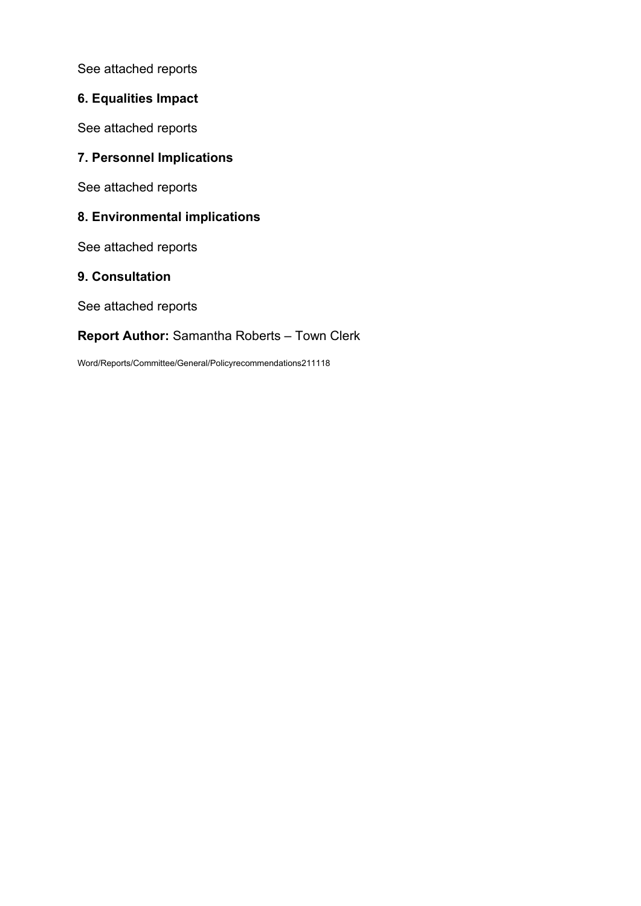See attached reports

## 6. Equalities Impact

See attached reports

## 7. Personnel Implications

See attached reports

## 8. Environmental implications

See attached reports

## 9. Consultation

See attached reports

**Report Author:** Samantha Roberts – Town Clerk

Word/Reports/Committee/General/Policyrecommendations211118